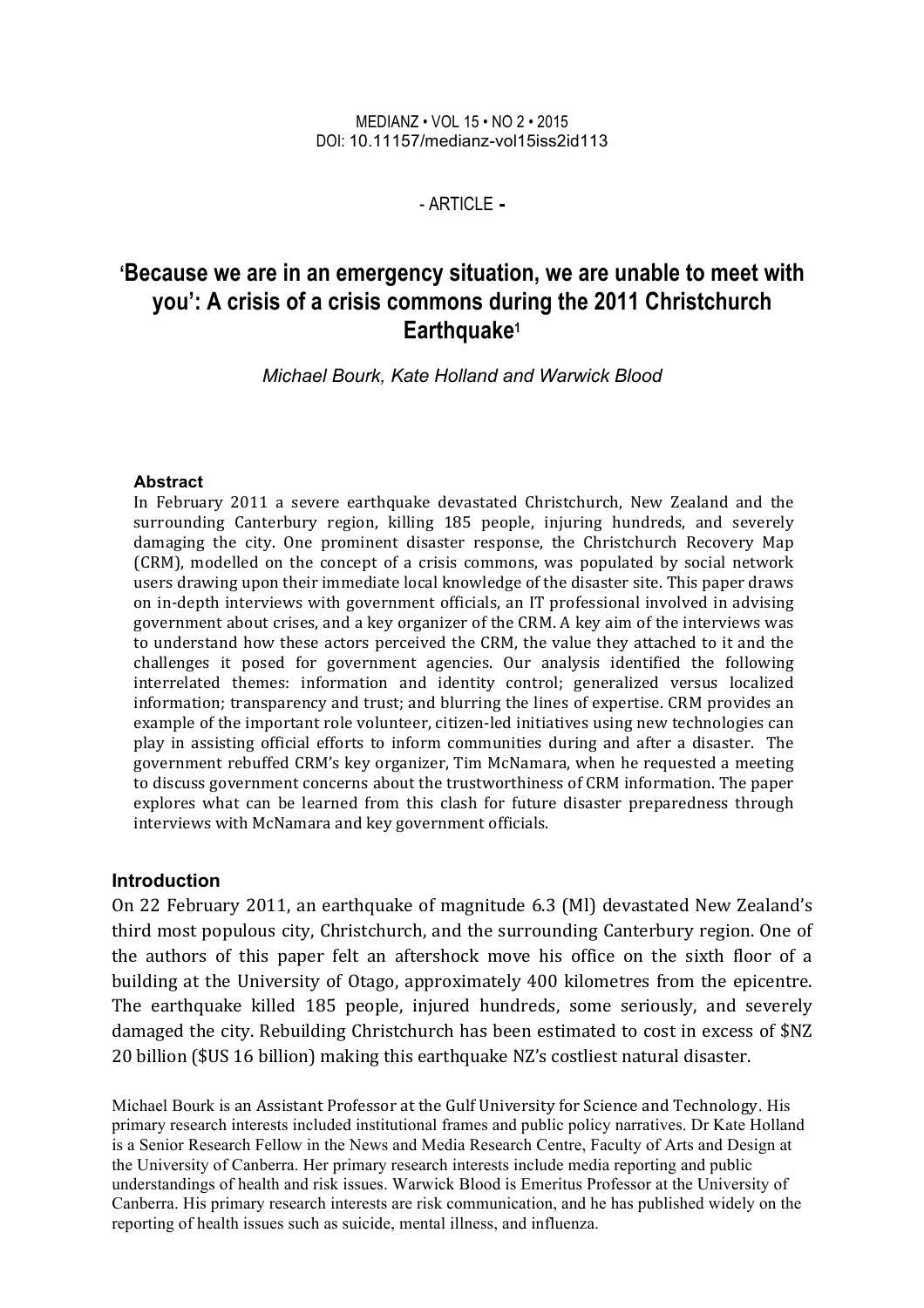- ARTICLE -

# 'Because we are in an emergency situation, we are unable to meet with you': A crisis of a crisis commons during the 2011 Christchurch Earthquake[1]

*Michael Bourk, Kate Holland and Warwick Blood*

### Abstract

In February 2011 a severe earthquake devastated Christchurch, New Zealand and the surrounding Canterbury region, killing 185 people, injuring hundreds, and severely damaging the city. One prominent disaster response, the Christchurch Recovery Map (CRM), modelled on the concept of a crisis commons, was populated by social network users drawing upon their immediate local knowledge of the disaster site. This paper draws on in-depth interviews with government officials, an IT professional involved in advising government about crises, and a key organizer of the CRM. A key aim of the interviews was to understand how these actors perceived the CRM, the value they attached to it and the challenges it posed for government agencies. Our analysis identified the following interrelated themes: information and identity control; generalized versus localized information; transparency and trust; and blurring the lines of expertise. CRM provides an example of the important role volunteer, citizen-led initiatives using new technologies can play in assisting official efforts to inform communities during and after a disaster. The government rebuffed CRM's key organizer, Tim McNamara, when he requested a meeting to discuss government concerns about the trustworthiness of CRM information. The paper explores what can be learned from this clash for future disaster preparedness through interviews with McNamara and key government officials.

## Introduction

On 22 February 2011, an earthquake of magnitude 6.3 (Ml) devastated New Zealand's third most populous city, Christchurch, and the surrounding Canterbury region. One of the authors of this paper felt an aftershock move his office on the sixth floor of a building at the University of Otago, approximately 400 kilometres from the epicentre. The earthquake killed 185 people, injured hundreds, some seriously, and severely damaged the city. Rebuilding Christchurch has been estimated to cost in excess of $NZ 20 billion ($US 16 billion) making this earthquake NZ's costliest natural disaster.

Michael Bourk is an Assistant Professor at the Gulf University for Science and Technology. His primary research interests included institutional frames and public policy narratives. Dr Kate Holland is a Senior Research Fellow in the News and Media Research Centre, Faculty of Arts and Design at the University of Canberra. Her primary research interests include media reporting and public understandings of health and risk issues. Warwick Blood is Emeritus Professor at the University of Canberra. His primary research interests are risk communication, and he has published widely on the reporting of health issues such as suicide, mental illness, and influenza.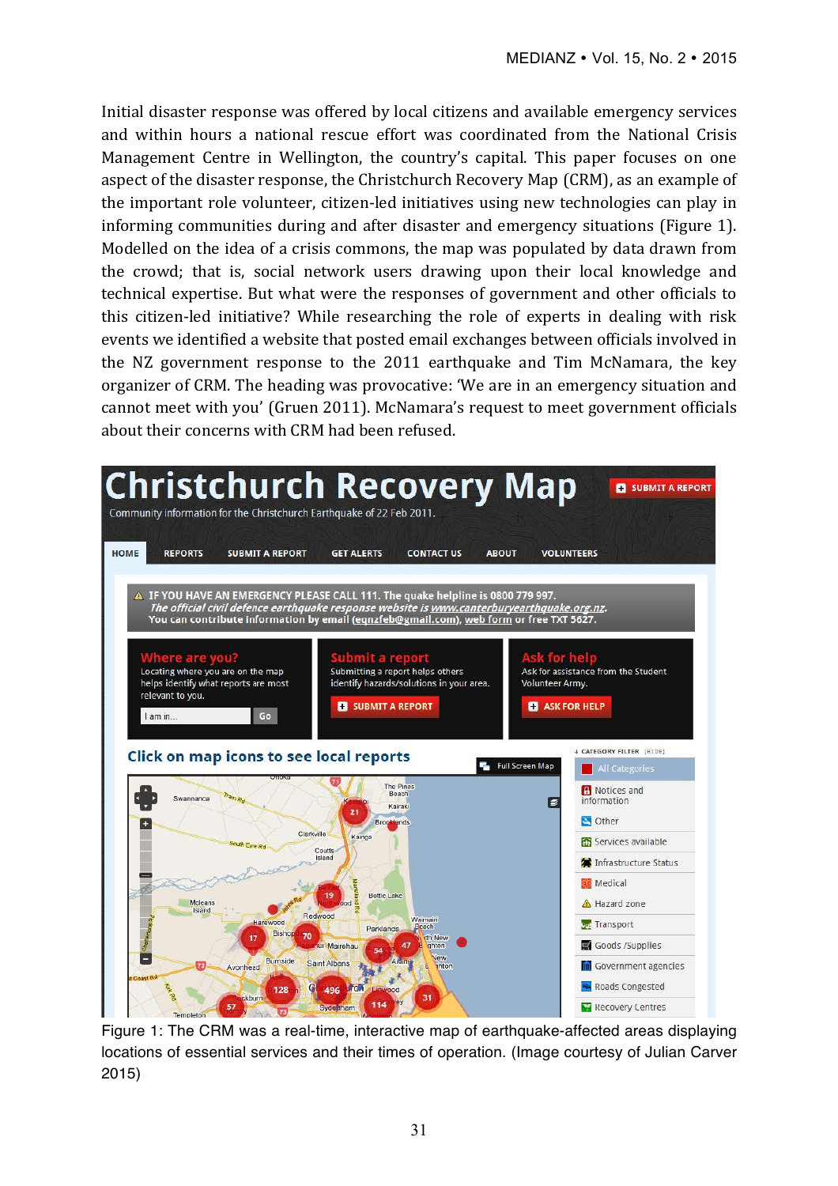Initial disaster response was offered by local citizens and available emergency services and within hours a national rescue effort was coordinated from the National Crisis Management Centre in Wellington, the country's capital. This paper focuses on one aspect of the disaster response, the Christchurch Recovery Map (CRM), as an example of the important role volunteer, citizen-led initiatives using new technologies can play in informing communities during and after disaster and emergency situations (Figure 1). Modelled on the idea of a crisis commons, the map was populated by data drawn from the crowd; that is, social network users drawing upon their local knowledge and technical expertise. But what were the responses of government and other officials to this citizen-led initiative? While researching the role of experts in dealing with risk events we identified a website that posted email exchanges between officials involved in the NZ government response to the 2011 earthquake and Tim McNamara, the key organizer of CRM. The heading was provocative: 'We are in an emergency situation and cannot meet with you' (Gruen 2011). McNamara's request to meet government officials about their concerns with CRM had been refused.

Figure 1: The CRM was a real-time, interactive map of earthquake-affected areas displaying locations of essential services and their times of operation. (Image courtesy of Julian Carver 2015)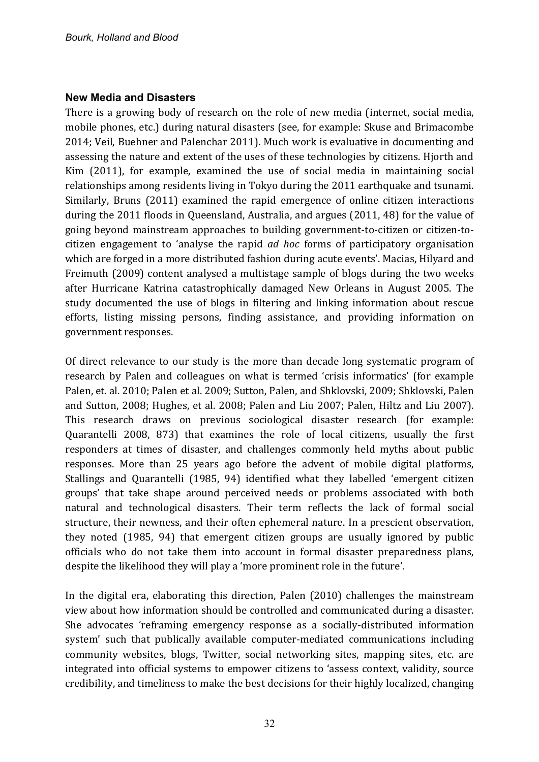## New Media and Disasters

There is a growing body of research on the role of new media (internet, social media, mobile phones, etc.) during natural disasters (see, for example: Skuse and Brimacombe 2014; Veil, Buehner and Palenchar 2011). Much work is evaluative in documenting and assessing the nature and extent of the uses of these technologies by citizens. Hjorth and Kim (2011), for example, examined the use of social media in maintaining social relationships among residents living in Tokyo during the 2011 earthquake and tsunami. Similarly, Bruns (2011) examined the rapid emergence of online citizen interactions during the 2011 floods in Queensland, Australia, and argues (2011, 48) for the value of going beyond mainstream approaches to building government-to-citizen or citizen-to-citizen engagement to 'analyse the rapid *ad hoc* forms of participatory organisation which are forged in a more distributed fashion during acute events'. Macias, Hilyard and Freimuth (2009) content analysed a multistage sample of blogs during the two weeks after Hurricane Katrina catastrophically damaged New Orleans in August 2005. The study documented the use of blogs in filtering and linking information about rescue efforts, listing missing persons, finding assistance, and providing information on government responses.

Of direct relevance to our study is the more than decade long systematic program of research by Palen and colleagues on what is termed 'crisis informatics' (for example Palen, et. al. 2010; Palen et al. 2009; Sutton, Palen, and Shklovski, 2009; Shklovski, Palen and Sutton, 2008; Hughes, et al. 2008; Palen and Liu 2007; Palen, Hiltz and Liu 2007). This research draws on previous sociological disaster research (for example: Quarantelli 2008, 873) that examines the role of local citizens, usually the first responders at times of disaster, and challenges commonly held myths about public responses. More than 25 years ago before the advent of mobile digital platforms, Stallings and Quarantelli (1985, 94) identified what they labelled 'emergent citizen groups' that take shape around perceived needs or problems associated with both natural and technological disasters. Their term reflects the lack of formal social structure, their newness, and their often ephemeral nature. In a prescient observation, they noted (1985, 94) that emergent citizen groups are usually ignored by public officials who do not take them into account in formal disaster preparedness plans, despite the likelihood they will play a 'more prominent role in the future'.

In the digital era, elaborating this direction, Palen (2010) challenges the mainstream view about how information should be controlled and communicated during a disaster. She advocates 'reframing emergency response as a socially-distributed information system' such that publically available computer-mediated communications including community websites, blogs, Twitter, social networking sites, mapping sites, etc. are integrated into official systems to empower citizens to 'assess context, validity, source credibility, and timeliness to make the best decisions for their highly localized, changing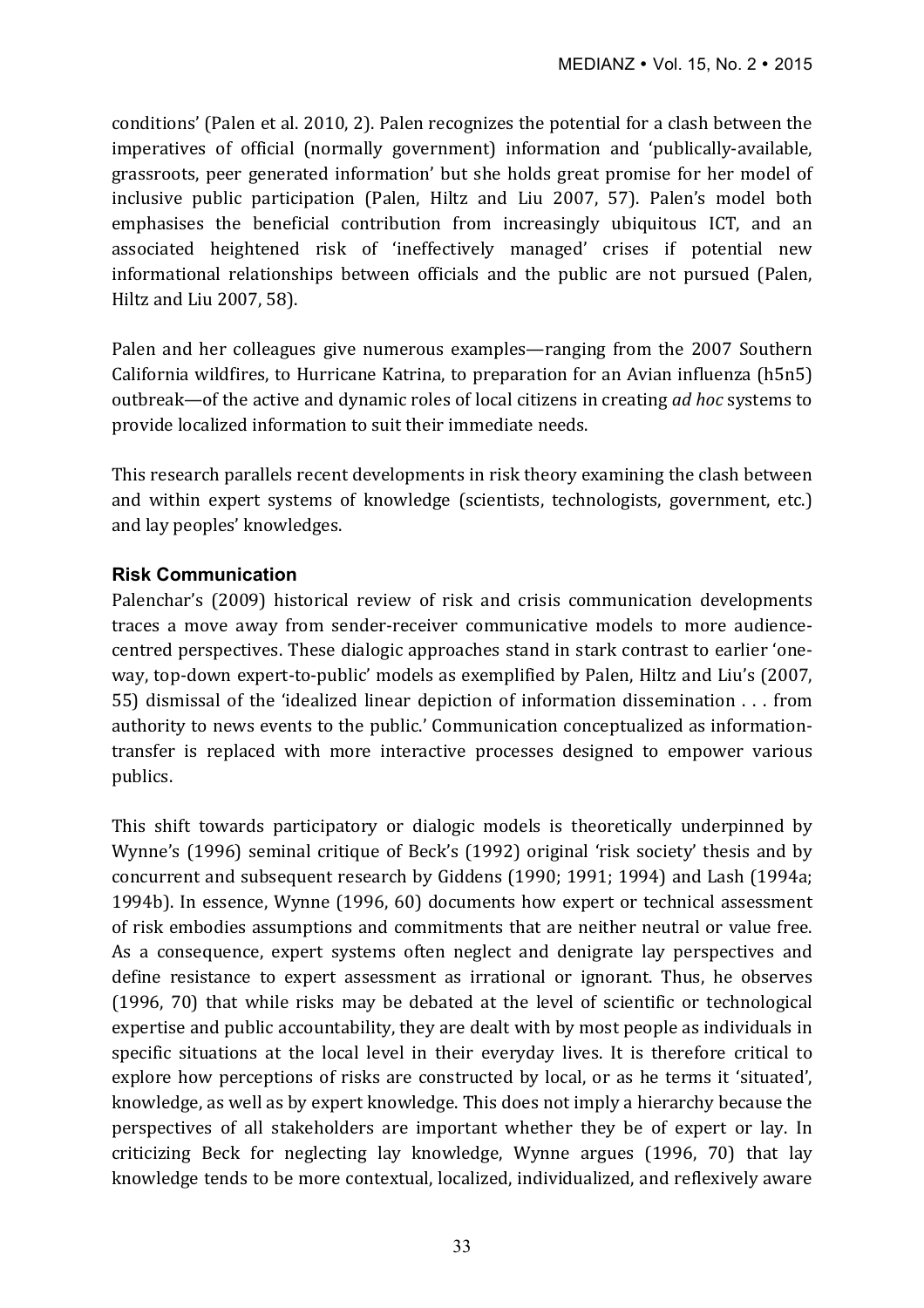conditions' (Palen et al. 2010, 2). Palen recognizes the potential for a clash between the imperatives of official (normally government) information and 'publically-available, grassroots, peer generated information' but she holds great promise for her model of inclusive public participation (Palen, Hiltz and Liu 2007, 57). Palen's model both emphasises the beneficial contribution from increasingly ubiquitous ICT, and an associated heightened risk of 'ineffectively managed' crises if potential new informational relationships between officials and the public are not pursued (Palen, Hiltz and Liu 2007, 58).

Palen and her colleagues give numerous examples—ranging from the 2007 Southern California wildfires, to Hurricane Katrina, to preparation for an Avian influenza (h5n5) outbreak—of the active and dynamic roles of local citizens in creating *ad hoc* systems to provide localized information to suit their immediate needs.

This research parallels recent developments in risk theory examining the clash between and within expert systems of knowledge (scientists, technologists, government, etc.) and lay peoples' knowledges.

### Risk Communication

Palenchar's (2009) historical review of risk and crisis communication developments traces a move away from sender-receiver communicative models to more audience-centred perspectives. These dialogic approaches stand in stark contrast to earlier 'one-way, top-down expert-to-public' models as exemplified by Palen, Hiltz and Liu's (2007, 55) dismissal of the 'idealized linear depiction of information dissemination . . . from authority to news events to the public.' Communication conceptualized as information-transfer is replaced with more interactive processes designed to empower various publics.

This shift towards participatory or dialogic models is theoretically underpinned by Wynne's (1996) seminal critique of Beck's (1992) original 'risk society' thesis and by concurrent and subsequent research by Giddens (1990; 1991; 1994) and Lash (1994a; 1994b). In essence, Wynne (1996, 60) documents how expert or technical assessment of risk embodies assumptions and commitments that are neither neutral or value free. As a consequence, expert systems often neglect and denigrate lay perspectives and define resistance to expert assessment as irrational or ignorant. Thus, he observes (1996, 70) that while risks may be debated at the level of scientific or technological expertise and public accountability, they are dealt with by most people as individuals in specific situations at the local level in their everyday lives. It is therefore critical to explore how perceptions of risks are constructed by local, or as he terms it 'situated', knowledge, as well as by expert knowledge. This does not imply a hierarchy because the perspectives of all stakeholders are important whether they be of expert or lay. In criticizing Beck for neglecting lay knowledge, Wynne argues (1996, 70) that lay knowledge tends to be more contextual, localized, individualized, and reflexively aware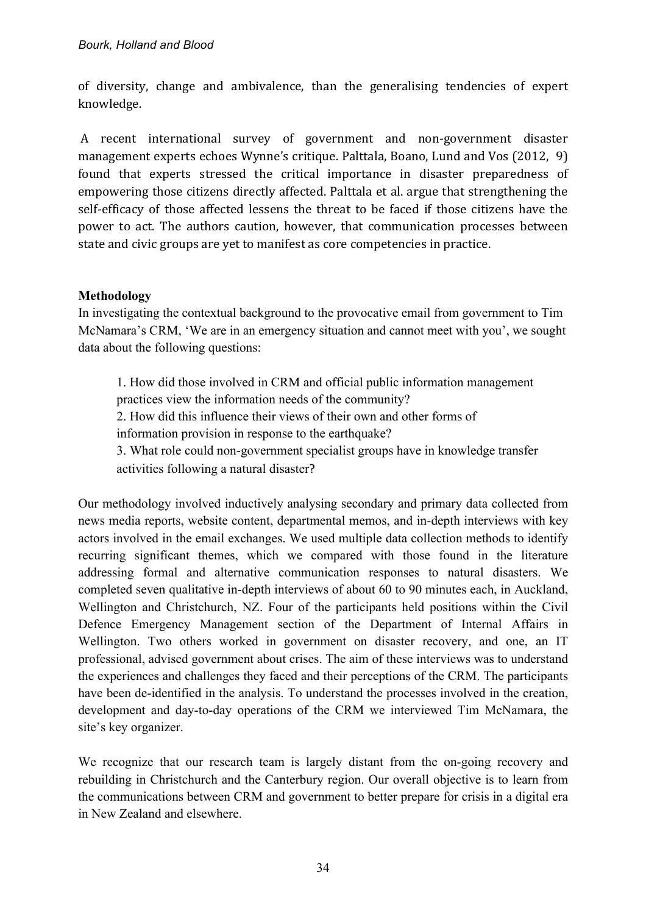of diversity, change and ambivalence, than the generalising tendencies of expert knowledge.

A recent international survey of government and non-government disaster management experts echoes Wynne's critique. Palttala, Boano, Lund and Vos (2012, 9) found that experts stressed the critical importance in disaster preparedness of empowering those citizens directly affected. Palttala et al. argue that strengthening the self-efficacy of those affected lessens the threat to be faced if those citizens have the power to act. The authors caution, however, that communication processes between state and civic groups are yet to manifest as core competencies in practice.

**Methodology**

In investigating the contextual background to the provocative email from government to Tim McNamara's CRM, 'We are in an emergency situation and cannot meet with you', we sought data about the following questions:

1. How did those involved in CRM and official public information management practices view the information needs of the community?
2. How did this influence their views of their own and other forms of information provision in response to the earthquake?
3. What role could non-government specialist groups have in knowledge transfer activities following a natural disaster?

Our methodology involved inductively analysing secondary and primary data collected from news media reports, website content, departmental memos, and in-depth interviews with key actors involved in the email exchanges. We used multiple data collection methods to identify recurring significant themes, which we compared with those found in the literature addressing formal and alternative communication responses to natural disasters. We completed seven qualitative in-depth interviews of about 60 to 90 minutes each, in Auckland, Wellington and Christchurch, NZ. Four of the participants held positions within the Civil Defence Emergency Management section of the Department of Internal Affairs in Wellington. Two others worked in government on disaster recovery, and one, an IT professional, advised government about crises. The aim of these interviews was to understand the experiences and challenges they faced and their perceptions of the CRM. The participants have been de-identified in the analysis. To understand the processes involved in the creation, development and day-to-day operations of the CRM we interviewed Tim McNamara, the site's key organizer.

We recognize that our research team is largely distant from the on-going recovery and rebuilding in Christchurch and the Canterbury region. Our overall objective is to learn from the communications between CRM and government to better prepare for crisis in a digital era in New Zealand and elsewhere.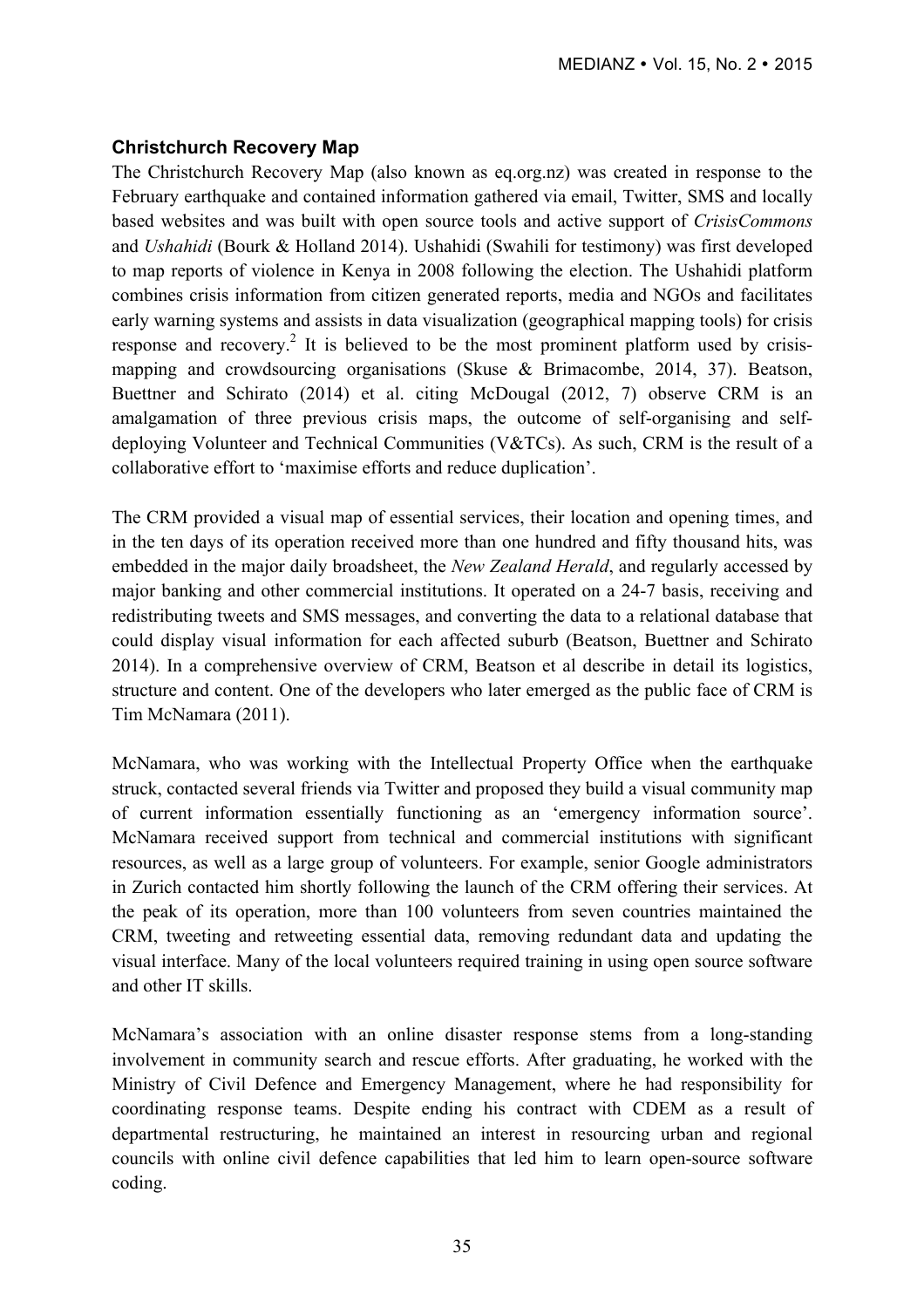### Christchurch Recovery Map

The Christchurch Recovery Map (also known as eq.org.nz) was created in response to the February earthquake and contained information gathered via email, Twitter, SMS and locally based websites and was built with open source tools and active support of *CrisisCommons* and *Ushahidi* (Bourk & Holland 2014). Ushahidi (Swahili for testimony) was first developed to map reports of violence in Kenya in 2008 following the election. The Ushahidi platform combines crisis information from citizen generated reports, media and NGOs and facilitates early warning systems and assists in data visualization (geographical mapping tools) for crisis response and recovery.[2] It is believed to be the most prominent platform used by crisis-mapping and crowdsourcing organisations (Skuse & Brimacombe, 2014, 37). Beatson, Buettner and Schirato (2014) et al. citing McDougal (2012, 7) observe CRM is an amalgamation of three previous crisis maps, the outcome of self-organising and self-deploying Volunteer and Technical Communities (V&TCs). As such, CRM is the result of a collaborative effort to 'maximise efforts and reduce duplication'.

The CRM provided a visual map of essential services, their location and opening times, and in the ten days of its operation received more than one hundred and fifty thousand hits, was embedded in the major daily broadsheet, the *New Zealand Herald*, and regularly accessed by major banking and other commercial institutions. It operated on a 24-7 basis, receiving and redistributing tweets and SMS messages, and converting the data to a relational database that could display visual information for each affected suburb (Beatson, Buettner and Schirato 2014). In a comprehensive overview of CRM, Beatson et al describe in detail its logistics, structure and content. One of the developers who later emerged as the public face of CRM is Tim McNamara (2011).

McNamara, who was working with the Intellectual Property Office when the earthquake struck, contacted several friends via Twitter and proposed they build a visual community map of current information essentially functioning as an 'emergency information source'. McNamara received support from technical and commercial institutions with significant resources, as well as a large group of volunteers. For example, senior Google administrators in Zurich contacted him shortly following the launch of the CRM offering their services. At the peak of its operation, more than 100 volunteers from seven countries maintained the CRM, tweeting and retweeting essential data, removing redundant data and updating the visual interface. Many of the local volunteers required training in using open source software and other IT skills.

McNamara's association with an online disaster response stems from a long-standing involvement in community search and rescue efforts. After graduating, he worked with the Ministry of Civil Defence and Emergency Management, where he had responsibility for coordinating response teams. Despite ending his contract with CDEM as a result of departmental restructuring, he maintained an interest in resourcing urban and regional councils with online civil defence capabilities that led him to learn open-source software coding.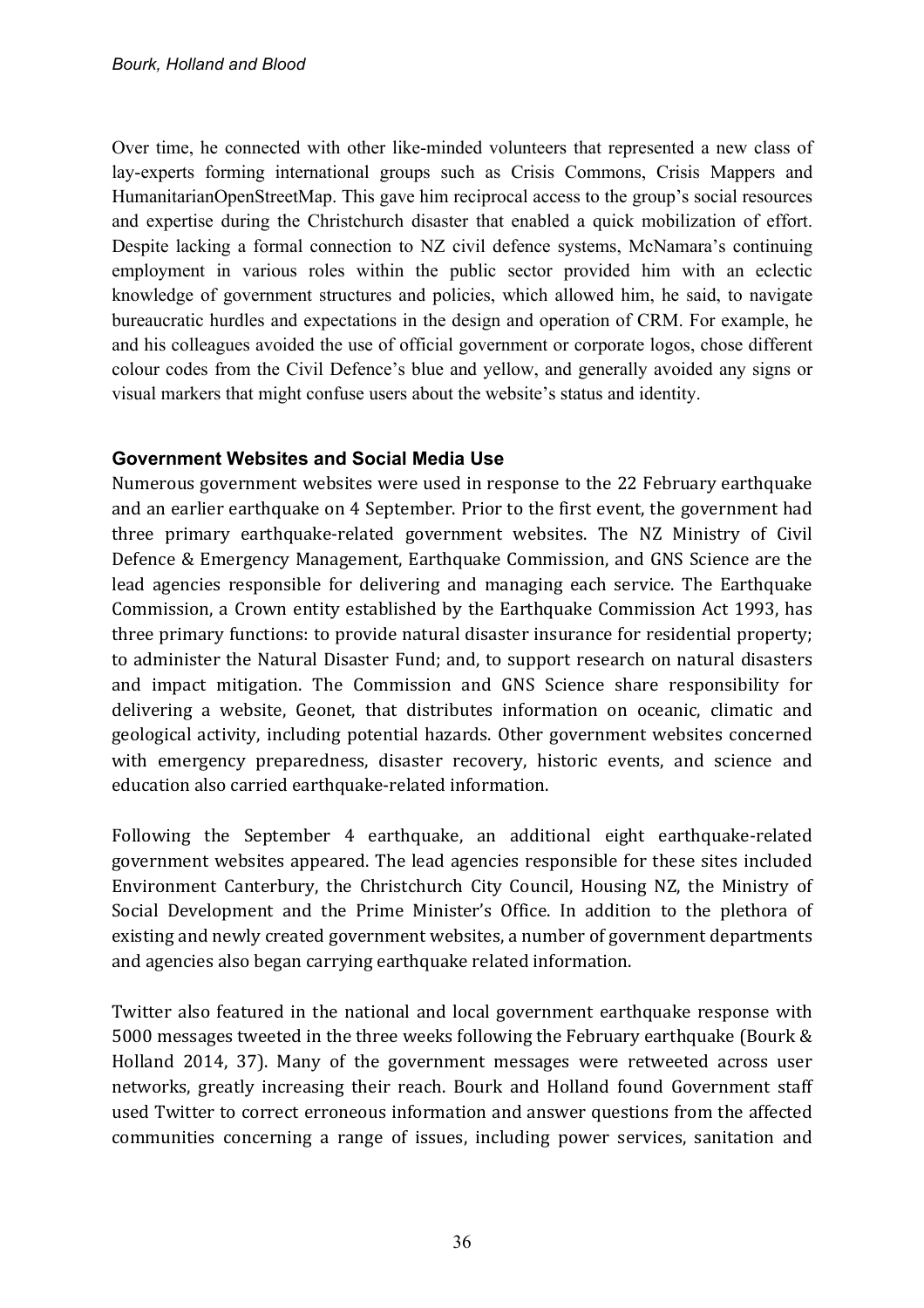Over time, he connected with other like-minded volunteers that represented a new class of lay-experts forming international groups such as Crisis Commons, Crisis Mappers and HumanitarianOpenStreetMap. This gave him reciprocal access to the group's social resources and expertise during the Christchurch disaster that enabled a quick mobilization of effort. Despite lacking a formal connection to NZ civil defence systems, McNamara's continuing employment in various roles within the public sector provided him with an eclectic knowledge of government structures and policies, which allowed him, he said, to navigate bureaucratic hurdles and expectations in the design and operation of CRM. For example, he and his colleagues avoided the use of official government or corporate logos, chose different colour codes from the Civil Defence's blue and yellow, and generally avoided any signs or visual markers that might confuse users about the website's status and identity.

## Government Websites and Social Media Use

Numerous government websites were used in response to the 22 February earthquake and an earlier earthquake on 4 September. Prior to the first event, the government had three primary earthquake-related government websites. The NZ Ministry of Civil Defence & Emergency Management, Earthquake Commission, and GNS Science are the lead agencies responsible for delivering and managing each service. The Earthquake Commission, a Crown entity established by the Earthquake Commission Act 1993, has three primary functions: to provide natural disaster insurance for residential property; to administer the Natural Disaster Fund; and, to support research on natural disasters and impact mitigation. The Commission and GNS Science share responsibility for delivering a website, Geonet, that distributes information on oceanic, climatic and geological activity, including potential hazards. Other government websites concerned with emergency preparedness, disaster recovery, historic events, and science and education also carried earthquake-related information.

Following the September 4 earthquake, an additional eight earthquake-related government websites appeared. The lead agencies responsible for these sites included Environment Canterbury, the Christchurch City Council, Housing NZ, the Ministry of Social Development and the Prime Minister's Office. In addition to the plethora of existing and newly created government websites, a number of government departments and agencies also began carrying earthquake related information.

Twitter also featured in the national and local government earthquake response with 5000 messages tweeted in the three weeks following the February earthquake (Bourk & Holland 2014, 37). Many of the government messages were retweeted across user networks, greatly increasing their reach. Bourk and Holland found Government staff used Twitter to correct erroneous information and answer questions from the affected communities concerning a range of issues, including power services, sanitation and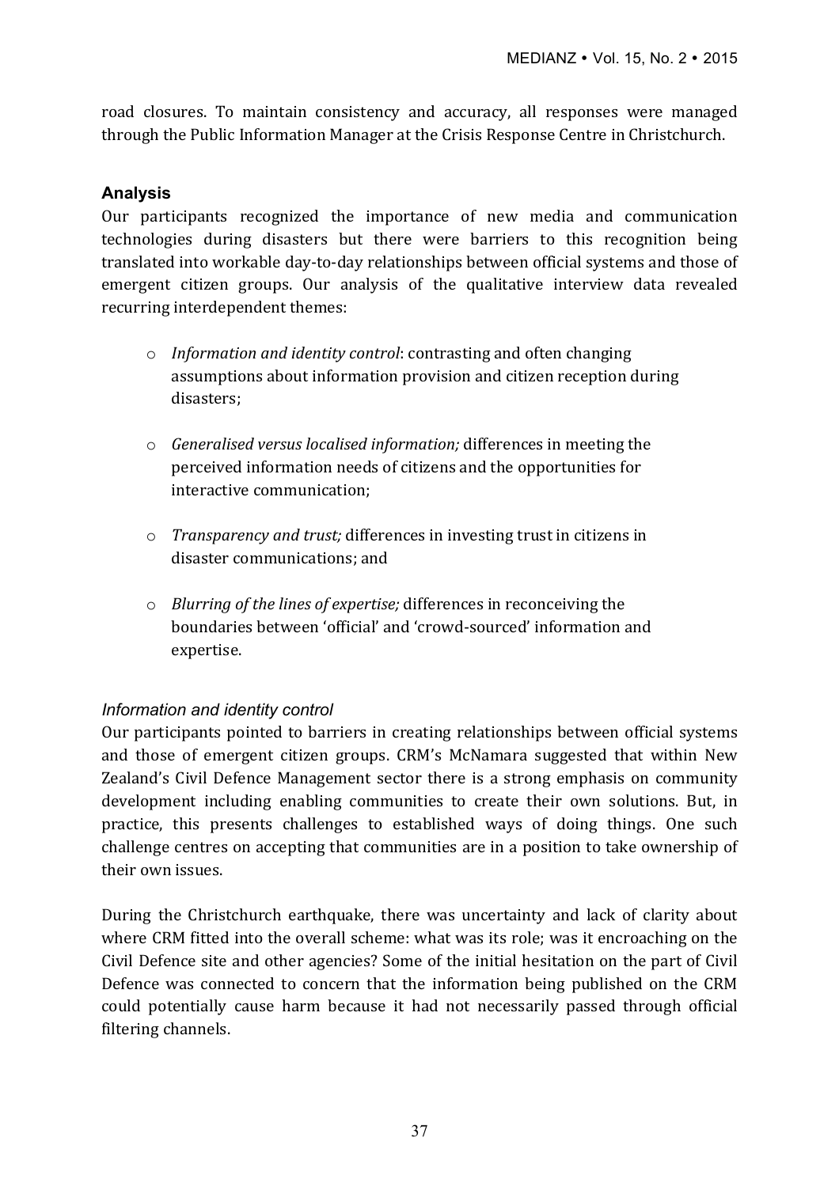road closures. To maintain consistency and accuracy, all responses were managed through the Public Information Manager at the Crisis Response Centre in Christchurch.

## Analysis

Our participants recognized the importance of new media and communication technologies during disasters but there were barriers to this recognition being translated into workable day-to-day relationships between official systems and those of emergent citizen groups. Our analysis of the qualitative interview data revealed recurring interdependent themes:

- *Information and identity control*: contrasting and often changing assumptions about information provision and citizen reception during disasters;
- *Generalised versus localised information;* differences in meeting the perceived information needs of citizens and the opportunities for interactive communication;
- *Transparency and trust;* differences in investing trust in citizens in disaster communications; and
- *Blurring of the lines of expertise;* differences in reconceiving the boundaries between 'official' and 'crowd-sourced' information and expertise.

### *Information and identity control*

Our participants pointed to barriers in creating relationships between official systems and those of emergent citizen groups. CRM's McNamara suggested that within New Zealand's Civil Defence Management sector there is a strong emphasis on community development including enabling communities to create their own solutions. But, in practice, this presents challenges to established ways of doing things. One such challenge centres on accepting that communities are in a position to take ownership of their own issues.

During the Christchurch earthquake, there was uncertainty and lack of clarity about where CRM fitted into the overall scheme: what was its role; was it encroaching on the Civil Defence site and other agencies? Some of the initial hesitation on the part of Civil Defence was connected to concern that the information being published on the CRM could potentially cause harm because it had not necessarily passed through official filtering channels.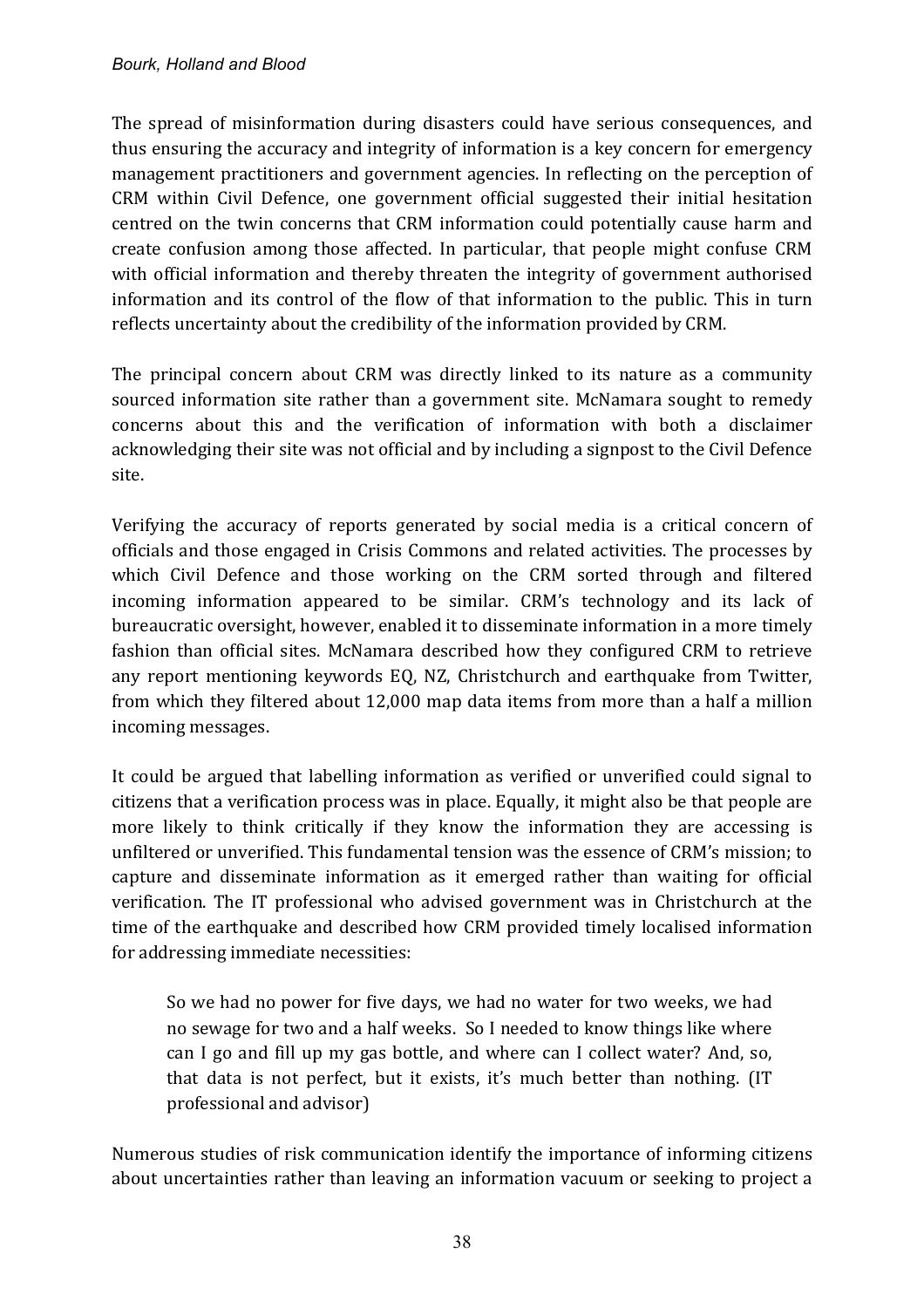The spread of misinformation during disasters could have serious consequences, and thus ensuring the accuracy and integrity of information is a key concern for emergency management practitioners and government agencies. In reflecting on the perception of CRM within Civil Defence, one government official suggested their initial hesitation centred on the twin concerns that CRM information could potentially cause harm and create confusion among those affected. In particular, that people might confuse CRM with official information and thereby threaten the integrity of government authorised information and its control of the flow of that information to the public. This in turn reflects uncertainty about the credibility of the information provided by CRM.

The principal concern about CRM was directly linked to its nature as a community sourced information site rather than a government site. McNamara sought to remedy concerns about this and the verification of information with both a disclaimer acknowledging their site was not official and by including a signpost to the Civil Defence site.

Verifying the accuracy of reports generated by social media is a critical concern of officials and those engaged in Crisis Commons and related activities. The processes by which Civil Defence and those working on the CRM sorted through and filtered incoming information appeared to be similar. CRM's technology and its lack of bureaucratic oversight, however, enabled it to disseminate information in a more timely fashion than official sites. McNamara described how they configured CRM to retrieve any report mentioning keywords EQ, NZ, Christchurch and earthquake from Twitter, from which they filtered about 12,000 map data items from more than a half a million incoming messages.

It could be argued that labelling information as verified or unverified could signal to citizens that a verification process was in place. Equally, it might also be that people are more likely to think critically if they know the information they are accessing is unfiltered or unverified. This fundamental tension was the essence of CRM's mission; to capture and disseminate information as it emerged rather than waiting for official verification. The IT professional who advised government was in Christchurch at the time of the earthquake and described how CRM provided timely localised information for addressing immediate necessities:

> So we had no power for five days, we had no water for two weeks, we had no sewage for two and a half weeks. So I needed to know things like where can I go and fill up my gas bottle, and where can I collect water? And, so, that data is not perfect, but it exists, it's much better than nothing. (IT professional and advisor)

Numerous studies of risk communication identify the importance of informing citizens about uncertainties rather than leaving an information vacuum or seeking to project a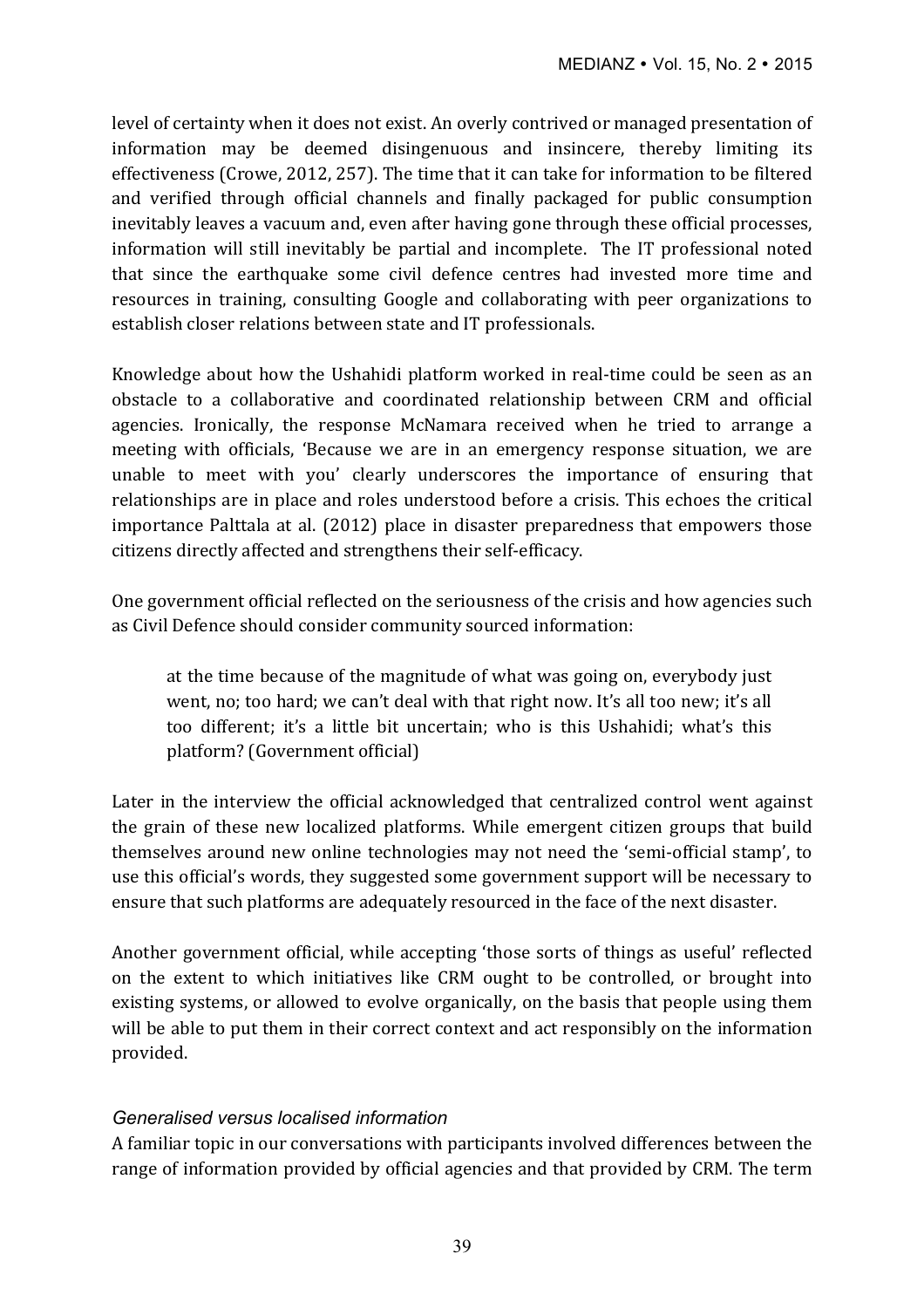level of certainty when it does not exist. An overly contrived or managed presentation of information may be deemed disingenuous and insincere, thereby limiting its effectiveness (Crowe, 2012, 257). The time that it can take for information to be filtered and verified through official channels and finally packaged for public consumption inevitably leaves a vacuum and, even after having gone through these official processes, information will still inevitably be partial and incomplete. The IT professional noted that since the earthquake some civil defence centres had invested more time and resources in training, consulting Google and collaborating with peer organizations to establish closer relations between state and IT professionals.

Knowledge about how the Ushahidi platform worked in real-time could be seen as an obstacle to a collaborative and coordinated relationship between CRM and official agencies. Ironically, the response McNamara received when he tried to arrange a meeting with officials, 'Because we are in an emergency response situation, we are unable to meet with you' clearly underscores the importance of ensuring that relationships are in place and roles understood before a crisis. This echoes the critical importance Palttala at al. (2012) place in disaster preparedness that empowers those citizens directly affected and strengthens their self-efficacy.

One government official reflected on the seriousness of the crisis and how agencies such as Civil Defence should consider community sourced information:

> at the time because of the magnitude of what was going on, everybody just went, no; too hard; we can't deal with that right now. It's all too new; it's all too different; it's a little bit uncertain; who is this Ushahidi; what's this platform? (Government official)

Later in the interview the official acknowledged that centralized control went against the grain of these new localized platforms. While emergent citizen groups that build themselves around new online technologies may not need the 'semi-official stamp', to use this official's words, they suggested some government support will be necessary to ensure that such platforms are adequately resourced in the face of the next disaster.

Another government official, while accepting 'those sorts of things as useful' reflected on the extent to which initiatives like CRM ought to be controlled, or brought into existing systems, or allowed to evolve organically, on the basis that people using them will be able to put them in their correct context and act responsibly on the information provided.

### *Generalised versus localised information*

A familiar topic in our conversations with participants involved differences between the range of information provided by official agencies and that provided by CRM. The term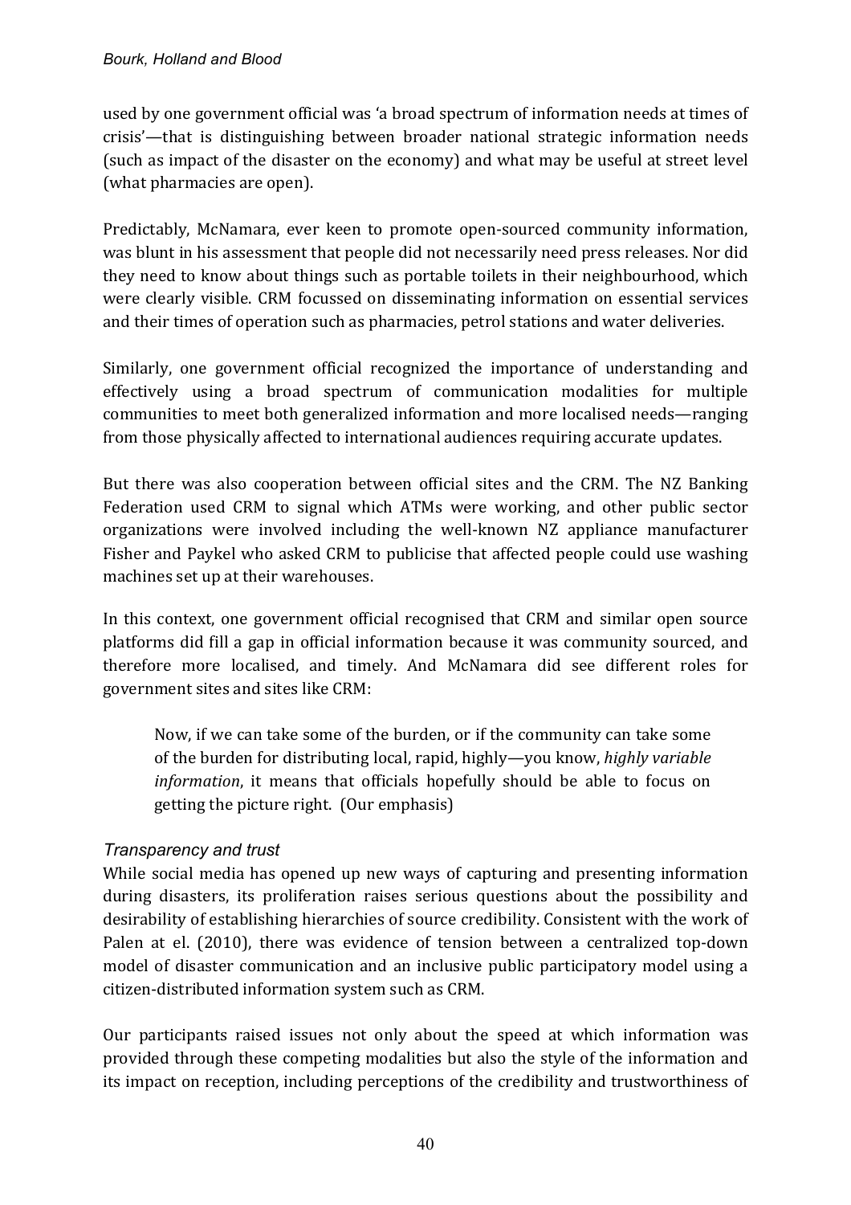used by one government official was 'a broad spectrum of information needs at times of crisis'—that is distinguishing between broader national strategic information needs (such as impact of the disaster on the economy) and what may be useful at street level (what pharmacies are open).

Predictably, McNamara, ever keen to promote open-sourced community information, was blunt in his assessment that people did not necessarily need press releases. Nor did they need to know about things such as portable toilets in their neighbourhood, which were clearly visible. CRM focussed on disseminating information on essential services and their times of operation such as pharmacies, petrol stations and water deliveries.

Similarly, one government official recognized the importance of understanding and effectively using a broad spectrum of communication modalities for multiple communities to meet both generalized information and more localised needs—ranging from those physically affected to international audiences requiring accurate updates.

But there was also cooperation between official sites and the CRM. The NZ Banking Federation used CRM to signal which ATMs were working, and other public sector organizations were involved including the well-known NZ appliance manufacturer Fisher and Paykel who asked CRM to publicise that affected people could use washing machines set up at their warehouses.

In this context, one government official recognised that CRM and similar open source platforms did fill a gap in official information because it was community sourced, and therefore more localised, and timely. And McNamara did see different roles for government sites and sites like CRM:

> Now, if we can take some of the burden, or if the community can take some of the burden for distributing local, rapid, highly—you know, *highly variable information*, it means that officials hopefully should be able to focus on getting the picture right. (Our emphasis)

### *Transparency and trust*

While social media has opened up new ways of capturing and presenting information during disasters, its proliferation raises serious questions about the possibility and desirability of establishing hierarchies of source credibility. Consistent with the work of Palen at el. (2010), there was evidence of tension between a centralized top-down model of disaster communication and an inclusive public participatory model using a citizen-distributed information system such as CRM.

Our participants raised issues not only about the speed at which information was provided through these competing modalities but also the style of the information and its impact on reception, including perceptions of the credibility and trustworthiness of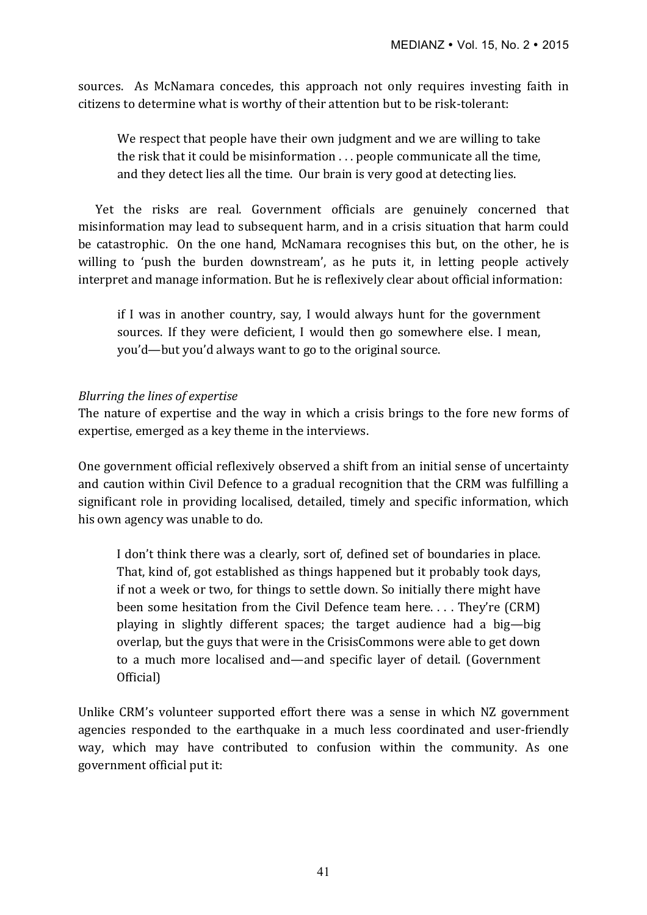sources. As McNamara concedes, this approach not only requires investing faith in citizens to determine what is worthy of their attention but to be risk-tolerant:

> We respect that people have their own judgment and we are willing to take the risk that it could be misinformation . . . people communicate all the time, and they detect lies all the time. Our brain is very good at detecting lies.

Yet the risks are real. Government officials are genuinely concerned that misinformation may lead to subsequent harm, and in a crisis situation that harm could be catastrophic. On the one hand, McNamara recognises this but, on the other, he is willing to 'push the burden downstream', as he puts it, in letting people actively interpret and manage information. But he is reflexively clear about official information:

> if I was in another country, say, I would always hunt for the government sources. If they were deficient, I would then go somewhere else. I mean, you'd—but you'd always want to go to the original source.

*Blurring the lines of expertise*

The nature of expertise and the way in which a crisis brings to the fore new forms of expertise, emerged as a key theme in the interviews.

One government official reflexively observed a shift from an initial sense of uncertainty and caution within Civil Defence to a gradual recognition that the CRM was fulfilling a significant role in providing localised, detailed, timely and specific information, which his own agency was unable to do.

> I don't think there was a clearly, sort of, defined set of boundaries in place. That, kind of, got established as things happened but it probably took days, if not a week or two, for things to settle down. So initially there might have been some hesitation from the Civil Defence team here. . . . They're (CRM) playing in slightly different spaces; the target audience had a big—big overlap, but the guys that were in the CrisisCommons were able to get down to a much more localised and—and specific layer of detail. (Government Official)

Unlike CRM's volunteer supported effort there was a sense in which NZ government agencies responded to the earthquake in a much less coordinated and user-friendly way, which may have contributed to confusion within the community. As one government official put it: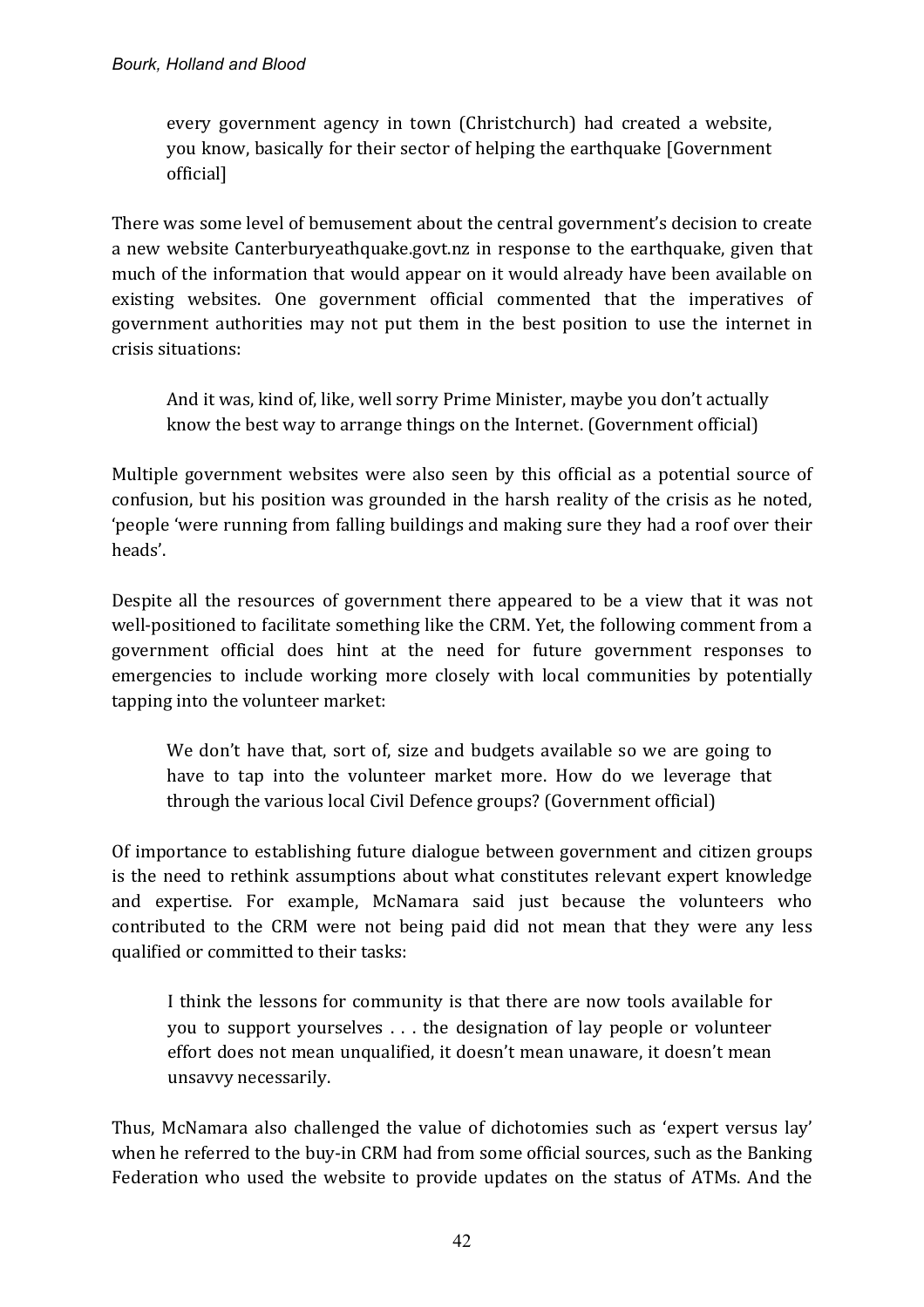> every government agency in town (Christchurch) had created a website, you know, basically for their sector of helping the earthquake [Government official]

There was some level of bemusement about the central government's decision to create a new website Canterburyeathquake.govt.nz in response to the earthquake, given that much of the information that would appear on it would already have been available on existing websites. One government official commented that the imperatives of government authorities may not put them in the best position to use the internet in crisis situations:

> And it was, kind of, like, well sorry Prime Minister, maybe you don't actually know the best way to arrange things on the Internet. (Government official)

Multiple government websites were also seen by this official as a potential source of confusion, but his position was grounded in the harsh reality of the crisis as he noted, 'people 'were running from falling buildings and making sure they had a roof over their heads'.

Despite all the resources of government there appeared to be a view that it was not well-positioned to facilitate something like the CRM. Yet, the following comment from a government official does hint at the need for future government responses to emergencies to include working more closely with local communities by potentially tapping into the volunteer market:

> We don't have that, sort of, size and budgets available so we are going to have to tap into the volunteer market more. How do we leverage that through the various local Civil Defence groups? (Government official)

Of importance to establishing future dialogue between government and citizen groups is the need to rethink assumptions about what constitutes relevant expert knowledge and expertise. For example, McNamara said just because the volunteers who contributed to the CRM were not being paid did not mean that they were any less qualified or committed to their tasks:

> I think the lessons for community is that there are now tools available for you to support yourselves . . . the designation of lay people or volunteer effort does not mean unqualified, it doesn't mean unaware, it doesn't mean unsavvy necessarily.

Thus, McNamara also challenged the value of dichotomies such as 'expert versus lay' when he referred to the buy-in CRM had from some official sources, such as the Banking Federation who used the website to provide updates on the status of ATMs. And the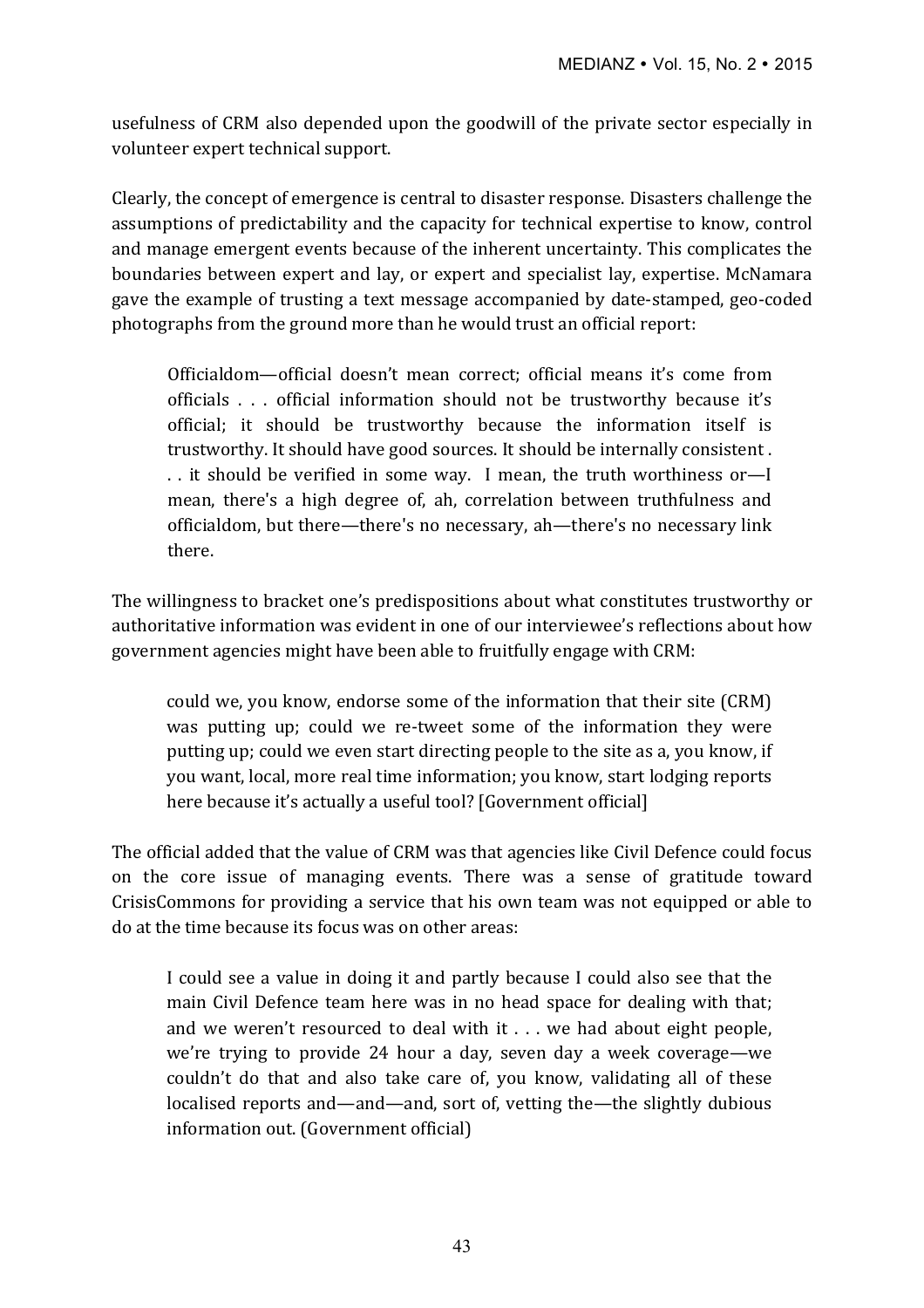usefulness of CRM also depended upon the goodwill of the private sector especially in volunteer expert technical support.

Clearly, the concept of emergence is central to disaster response. Disasters challenge the assumptions of predictability and the capacity for technical expertise to know, control and manage emergent events because of the inherent uncertainty. This complicates the boundaries between expert and lay, or expert and specialist lay, expertise. McNamara gave the example of trusting a text message accompanied by date-stamped, geo-coded photographs from the ground more than he would trust an official report:

> Officialdom—official doesn't mean correct; official means it's come from officials . . . official information should not be trustworthy because it's official; it should be trustworthy because the information itself is trustworthy. It should have good sources. It should be internally consistent . . . it should be verified in some way. I mean, the truth worthiness or—I mean, there's a high degree of, ah, correlation between truthfulness and officialdom, but there—there's no necessary, ah—there's no necessary link there.

The willingness to bracket one's predispositions about what constitutes trustworthy or authoritative information was evident in one of our interviewee's reflections about how government agencies might have been able to fruitfully engage with CRM:

> could we, you know, endorse some of the information that their site (CRM) was putting up; could we re-tweet some of the information they were putting up; could we even start directing people to the site as a, you know, if you want, local, more real time information; you know, start lodging reports here because it's actually a useful tool? [Government official]

The official added that the value of CRM was that agencies like Civil Defence could focus on the core issue of managing events. There was a sense of gratitude toward CrisisCommons for providing a service that his own team was not equipped or able to do at the time because its focus was on other areas:

> I could see a value in doing it and partly because I could also see that the main Civil Defence team here was in no head space for dealing with that; and we weren't resourced to deal with it . . . we had about eight people, we're trying to provide 24 hour a day, seven day a week coverage—we couldn't do that and also take care of, you know, validating all of these localised reports and—and—and, sort of, vetting the—the slightly dubious information out. (Government official)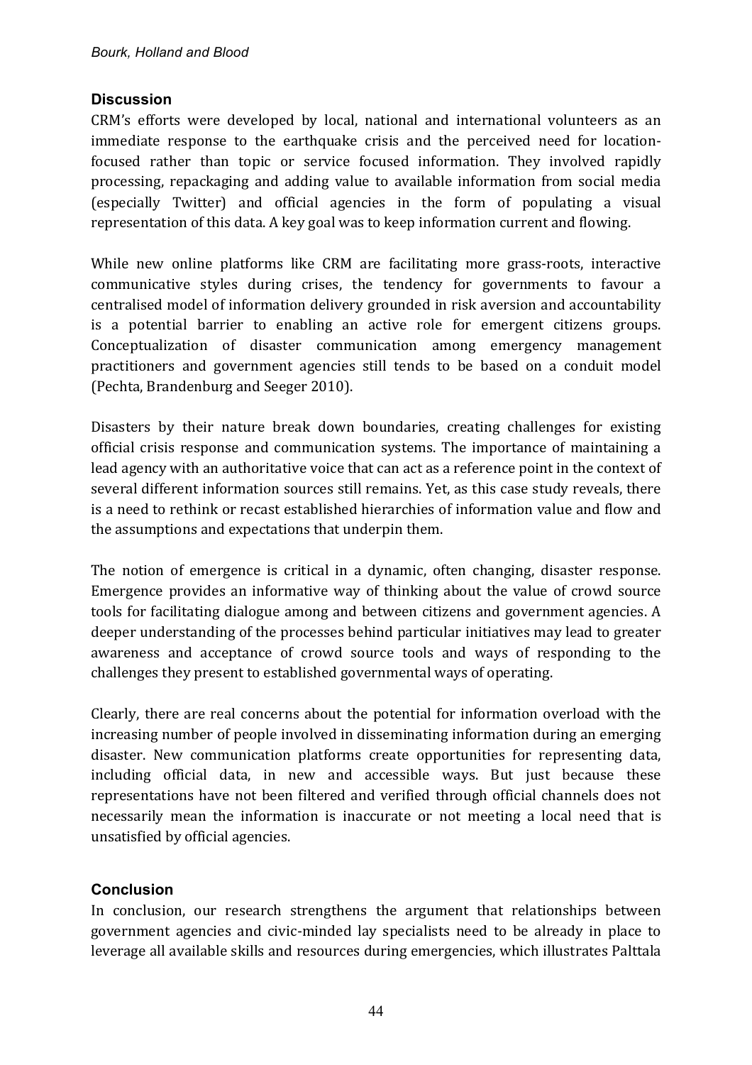## Discussion

CRM's efforts were developed by local, national and international volunteers as an immediate response to the earthquake crisis and the perceived need for location-focused rather than topic or service focused information. They involved rapidly processing, repackaging and adding value to available information from social media (especially Twitter) and official agencies in the form of populating a visual representation of this data. A key goal was to keep information current and flowing.

While new online platforms like CRM are facilitating more grass-roots, interactive communicative styles during crises, the tendency for governments to favour a centralised model of information delivery grounded in risk aversion and accountability is a potential barrier to enabling an active role for emergent citizens groups. Conceptualization of disaster communication among emergency management practitioners and government agencies still tends to be based on a conduit model (Pechta, Brandenburg and Seeger 2010).

Disasters by their nature break down boundaries, creating challenges for existing official crisis response and communication systems. The importance of maintaining a lead agency with an authoritative voice that can act as a reference point in the context of several different information sources still remains. Yet, as this case study reveals, there is a need to rethink or recast established hierarchies of information value and flow and the assumptions and expectations that underpin them.

The notion of emergence is critical in a dynamic, often changing, disaster response. Emergence provides an informative way of thinking about the value of crowd source tools for facilitating dialogue among and between citizens and government agencies. A deeper understanding of the processes behind particular initiatives may lead to greater awareness and acceptance of crowd source tools and ways of responding to the challenges they present to established governmental ways of operating.

Clearly, there are real concerns about the potential for information overload with the increasing number of people involved in disseminating information during an emerging disaster. New communication platforms create opportunities for representing data, including official data, in new and accessible ways. But just because these representations have not been filtered and verified through official channels does not necessarily mean the information is inaccurate or not meeting a local need that is unsatisfied by official agencies.

## Conclusion

In conclusion, our research strengthens the argument that relationships between government agencies and civic-minded lay specialists need to be already in place to leverage all available skills and resources during emergencies, which illustrates Palttala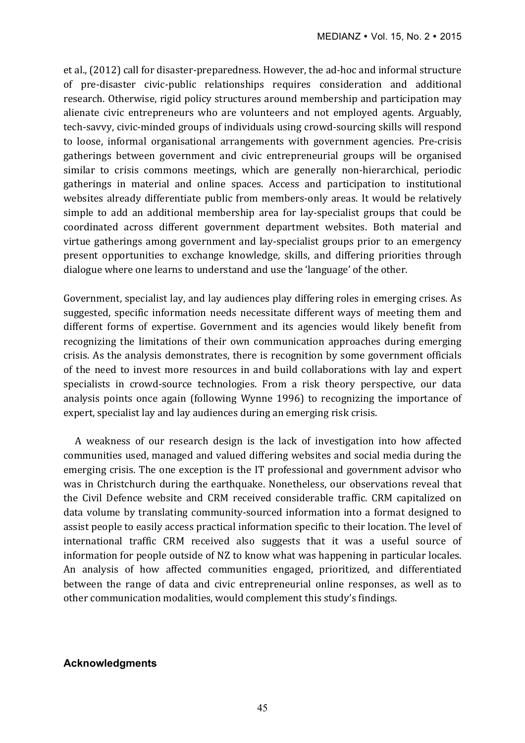et al., (2012) call for disaster-preparedness. However, the ad-hoc and informal structure of pre-disaster civic-public relationships requires consideration and additional research. Otherwise, rigid policy structures around membership and participation may alienate civic entrepreneurs who are volunteers and not employed agents. Arguably, tech-savvy, civic-minded groups of individuals using crowd-sourcing skills will respond to loose, informal organisational arrangements with government agencies. Pre-crisis gatherings between government and civic entrepreneurial groups will be organised similar to crisis commons meetings, which are generally non-hierarchical, periodic gatherings in material and online spaces. Access and participation to institutional websites already differentiate public from members-only areas. It would be relatively simple to add an additional membership area for lay-specialist groups that could be coordinated across different government department websites. Both material and virtue gatherings among government and lay-specialist groups prior to an emergency present opportunities to exchange knowledge, skills, and differing priorities through dialogue where one learns to understand and use the 'language' of the other.

Government, specialist lay, and lay audiences play differing roles in emerging crises. As suggested, specific information needs necessitate different ways of meeting them and different forms of expertise. Government and its agencies would likely benefit from recognizing the limitations of their own communication approaches during emerging crisis. As the analysis demonstrates, there is recognition by some government officials of the need to invest more resources in and build collaborations with lay and expert specialists in crowd-source technologies. From a risk theory perspective, our data analysis points once again (following Wynne 1996) to recognizing the importance of expert, specialist lay and lay audiences during an emerging risk crisis.

A weakness of our research design is the lack of investigation into how affected communities used, managed and valued differing websites and social media during the emerging crisis. The one exception is the IT professional and government advisor who was in Christchurch during the earthquake. Nonetheless, our observations reveal that the Civil Defence website and CRM received considerable traffic. CRM capitalized on data volume by translating community-sourced information into a format designed to assist people to easily access practical information specific to their location. The level of international traffic CRM received also suggests that it was a useful source of information for people outside of NZ to know what was happening in particular locales. An analysis of how affected communities engaged, prioritized, and differentiated between the range of data and civic entrepreneurial online responses, as well as to other communication modalities, would complement this study's findings.

## Acknowledgments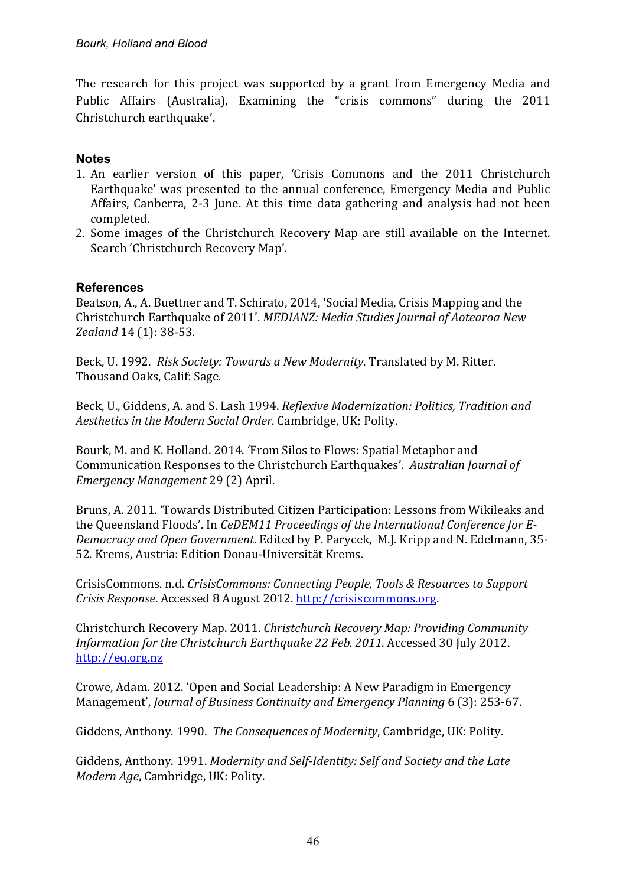The research for this project was supported by a grant from Emergency Media and Public Affairs (Australia), Examining the "crisis commons" during the 2011 Christchurch earthquake'.

## Notes

1. An earlier version of this paper, 'Crisis Commons and the 2011 Christchurch Earthquake' was presented to the annual conference, Emergency Media and Public Affairs, Canberra, 2-3 June. At this time data gathering and analysis had not been completed.
2. Some images of the Christchurch Recovery Map are still available on the Internet. Search 'Christchurch Recovery Map'.

## References

Beatson, A., A. Buettner and T. Schirato, 2014, 'Social Media, Crisis Mapping and the Christchurch Earthquake of 2011'. *MEDIANZ: Media Studies Journal of Aotearoa New Zealand* 14 (1): 38-53.

Beck, U. 1992. *Risk Society: Towards a New Modernity*. Translated by M. Ritter. Thousand Oaks, Calif: Sage.

Beck, U., Giddens, A. and S. Lash 1994. *Reflexive Modernization: Politics, Tradition and Aesthetics in the Modern Social Order*. Cambridge, UK: Polity.

Bourk, M. and K. Holland. 2014. 'From Silos to Flows: Spatial Metaphor and Communication Responses to the Christchurch Earthquakes'. *Australian Journal of Emergency Management* 29 (2) April.

Bruns, A. 2011. 'Towards Distributed Citizen Participation: Lessons from Wikileaks and the Queensland Floods'. In *CeDEM11 Proceedings of the International Conference for E-Democracy and Open Government*. Edited by P. Parycek, M.J. Kripp and N. Edelmann, 35-52. Krems, Austria: Edition Donau-Universität Krems.

CrisisCommons. n.d. *CrisisCommons: Connecting People, Tools & Resources to Support Crisis Response*. Accessed 8 August 2012. http://crisiscommons.org.

Christchurch Recovery Map. 2011. *Christchurch Recovery Map: Providing Community Information for the Christchurch Earthquake 22 Feb. 2011*. Accessed 30 July 2012. http://eq.org.nz

Crowe, Adam. 2012. 'Open and Social Leadership: A New Paradigm in Emergency Management', *Journal of Business Continuity and Emergency Planning* 6 (3): 253-67.

Giddens, Anthony. 1990. *The Consequences of Modernity*, Cambridge, UK: Polity.

Giddens, Anthony. 1991. *Modernity and Self-Identity: Self and Society and the Late Modern Age*, Cambridge, UK: Polity.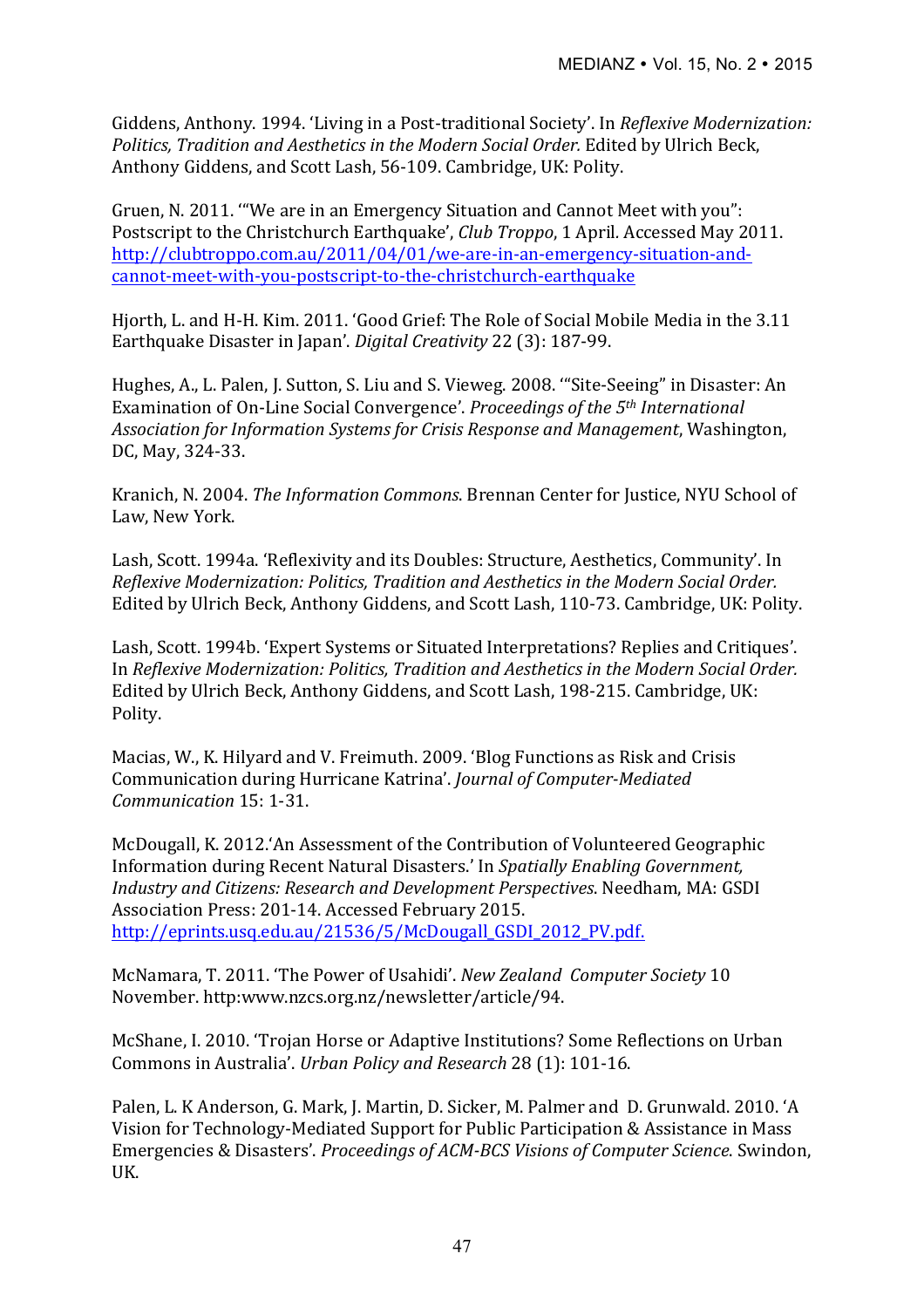Giddens, Anthony. 1994. 'Living in a Post-traditional Society'. In *Reflexive Modernization: Politics, Tradition and Aesthetics in the Modern Social Order.* Edited by Ulrich Beck, Anthony Giddens, and Scott Lash, 56-109. Cambridge, UK: Polity.

Gruen, N. 2011. '"We are in an Emergency Situation and Cannot Meet with you": Postscript to the Christchurch Earthquake', *Club Troppo*, 1 April. Accessed May 2011. http://clubtroppo.com.au/2011/04/01/we-are-in-an-emergency-situation-and-cannot-meet-with-you-postscript-to-the-christchurch-earthquake

Hjorth, L. and H-H. Kim. 2011. 'Good Grief: The Role of Social Mobile Media in the 3.11 Earthquake Disaster in Japan'. *Digital Creativity* 22 (3): 187-99.

Hughes, A., L. Palen, J. Sutton, S. Liu and S. Vieweg. 2008. '"Site-Seeing" in Disaster: An Examination of On-Line Social Convergence'. *Proceedings of the 5th International Association for Information Systems for Crisis Response and Management*, Washington, DC, May, 324-33.

Kranich, N. 2004. *The Information Commons*. Brennan Center for Justice, NYU School of Law, New York.

Lash, Scott. 1994a. 'Reflexivity and its Doubles: Structure, Aesthetics, Community'. In *Reflexive Modernization: Politics, Tradition and Aesthetics in the Modern Social Order.* Edited by Ulrich Beck, Anthony Giddens, and Scott Lash, 110-73. Cambridge, UK: Polity.

Lash, Scott. 1994b. 'Expert Systems or Situated Interpretations? Replies and Critiques'. In *Reflexive Modernization: Politics, Tradition and Aesthetics in the Modern Social Order.* Edited by Ulrich Beck, Anthony Giddens, and Scott Lash, 198-215. Cambridge, UK: Polity.

Macias, W., K. Hilyard and V. Freimuth. 2009. 'Blog Functions as Risk and Crisis Communication during Hurricane Katrina'. *Journal of Computer-Mediated Communication* 15: 1-31.

McDougall, K. 2012.'An Assessment of the Contribution of Volunteered Geographic Information during Recent Natural Disasters.' In *Spatially Enabling Government, Industry and Citizens: Research and Development Perspectives*. Needham, MA: GSDI Association Press: 201-14. Accessed February 2015. http://eprints.usq.edu.au/21536/5/McDougall_GSDI_2012_PV.pdf.

McNamara, T. 2011. 'The Power of Usahidi'. *New Zealand Computer Society* 10 November. http:www.nzcs.org.nz/newsletter/article/94.

McShane, I. 2010. 'Trojan Horse or Adaptive Institutions? Some Reflections on Urban Commons in Australia'. *Urban Policy and Research* 28 (1): 101-16.

Palen, L. K Anderson, G. Mark, J. Martin, D. Sicker, M. Palmer and D. Grunwald. 2010. 'A Vision for Technology-Mediated Support for Public Participation & Assistance in Mass Emergencies & Disasters'. *Proceedings of ACM-BCS Visions of Computer Science.* Swindon, UK.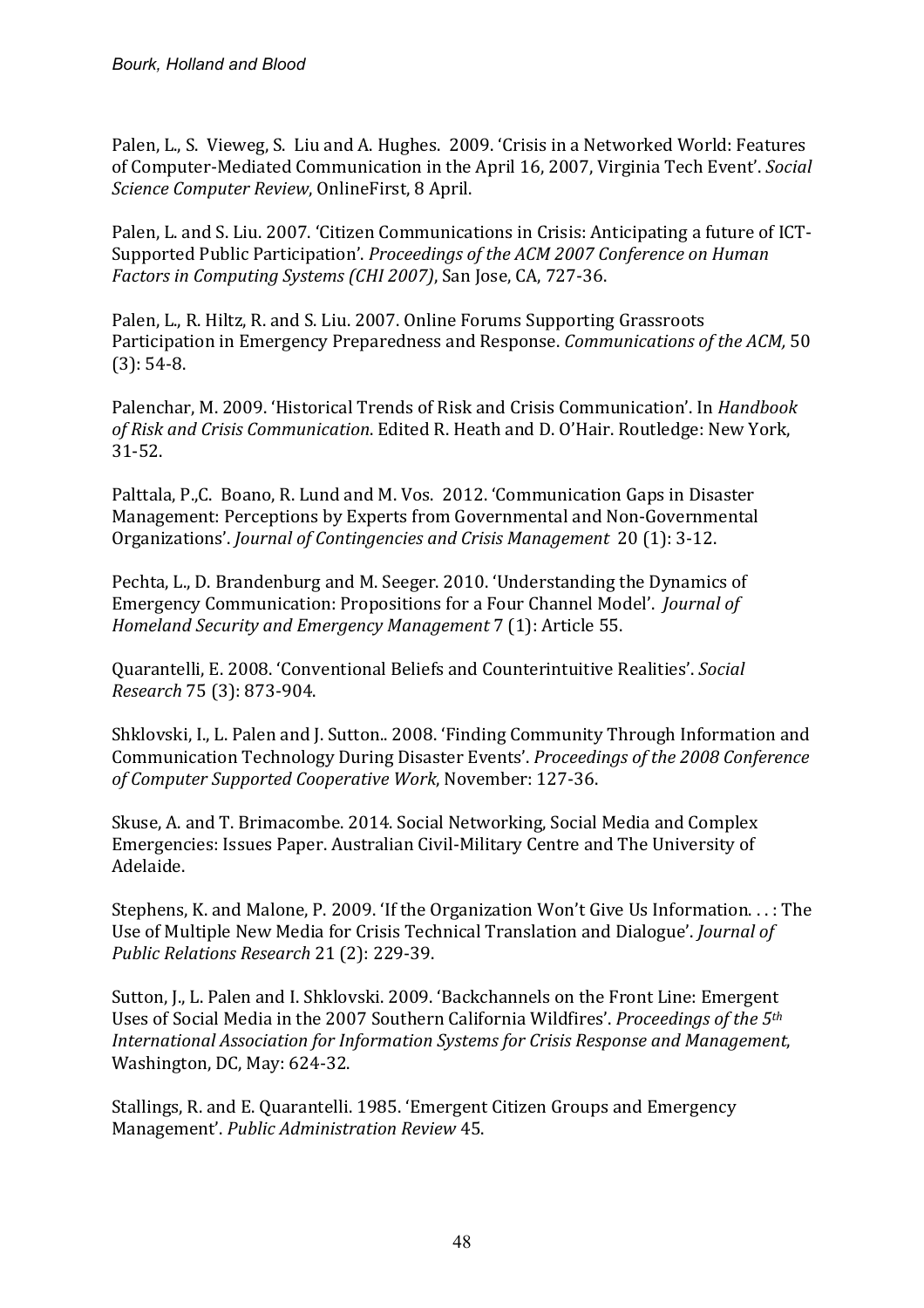Palen, L., S. Vieweg, S. Liu and A. Hughes. 2009. 'Crisis in a Networked World: Features of Computer-Mediated Communication in the April 16, 2007, Virginia Tech Event'. *Social Science Computer Review*, OnlineFirst, 8 April.

Palen, L. and S. Liu. 2007. 'Citizen Communications in Crisis: Anticipating a future of ICT-Supported Public Participation'. *Proceedings of the ACM 2007 Conference on Human Factors in Computing Systems (CHI 2007)*, San Jose, CA, 727-36.

Palen, L., R. Hiltz, R. and S. Liu. 2007. Online Forums Supporting Grassroots Participation in Emergency Preparedness and Response. *Communications of the ACM,* 50 (3): 54-8.

Palenchar, M. 2009. 'Historical Trends of Risk and Crisis Communication'. In *Handbook of Risk and Crisis Communication*. Edited R. Heath and D. O'Hair. Routledge: New York, 31-52.

Palttala, P.,C. Boano, R. Lund and M. Vos. 2012. 'Communication Gaps in Disaster Management: Perceptions by Experts from Governmental and Non-Governmental Organizations'. *Journal of Contingencies and Crisis Management* 20 (1): 3-12.

Pechta, L., D. Brandenburg and M. Seeger. 2010. 'Understanding the Dynamics of Emergency Communication: Propositions for a Four Channel Model'. *Journal of Homeland Security and Emergency Management* 7 (1): Article 55.

Quarantelli, E. 2008. 'Conventional Beliefs and Counterintuitive Realities'. *Social Research* 75 (3): 873-904.

Shklovski, I., L. Palen and J. Sutton.. 2008. 'Finding Community Through Information and Communication Technology During Disaster Events'. *Proceedings of the 2008 Conference of Computer Supported Cooperative Work*, November: 127-36.

Skuse, A. and T. Brimacombe. 2014. Social Networking, Social Media and Complex Emergencies: Issues Paper. Australian Civil-Military Centre and The University of Adelaide.

Stephens, K. and Malone, P. 2009. 'If the Organization Won't Give Us Information. . . : The Use of Multiple New Media for Crisis Technical Translation and Dialogue'. *Journal of Public Relations Research* 21 (2): 229-39.

Sutton, J., L. Palen and I. Shklovski. 2009. 'Backchannels on the Front Line: Emergent Uses of Social Media in the 2007 Southern California Wildfires'. *Proceedings of the 5th International Association for Information Systems for Crisis Response and Management*, Washington, DC, May: 624-32.

Stallings, R. and E. Quarantelli. 1985. 'Emergent Citizen Groups and Emergency Management'. *Public Administration Review* 45.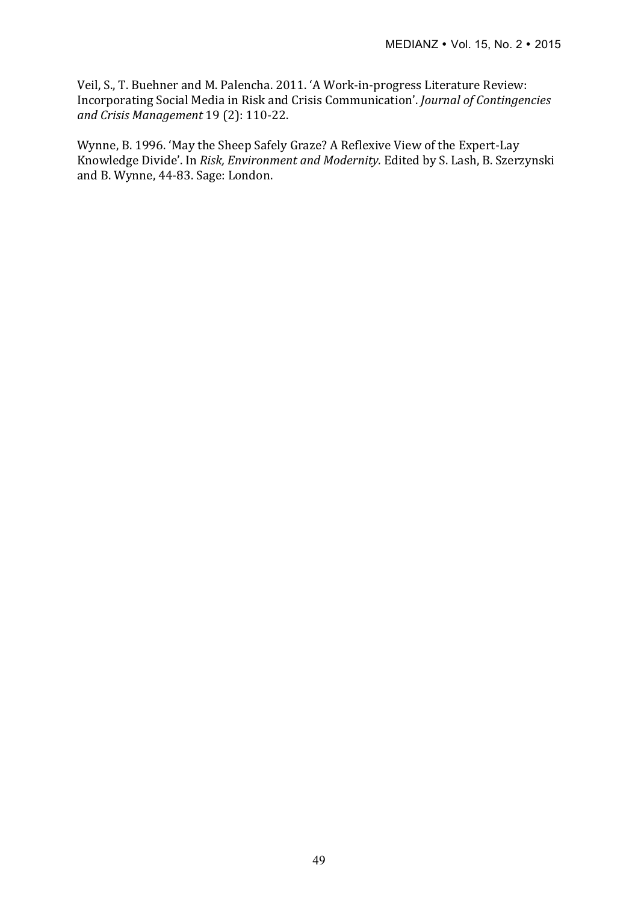Veil, S., T. Buehner and M. Palencha. 2011. 'A Work-in-progress Literature Review: Incorporating Social Media in Risk and Crisis Communication'. *Journal of Contingencies and Crisis Management* 19 (2): 110-22.

Wynne, B. 1996. 'May the Sheep Safely Graze? A Reflexive View of the Expert-Lay Knowledge Divide'. In *Risk, Environment and Modernity.* Edited by S. Lash, B. Szerzynski and B. Wynne, 44-83. Sage: London.